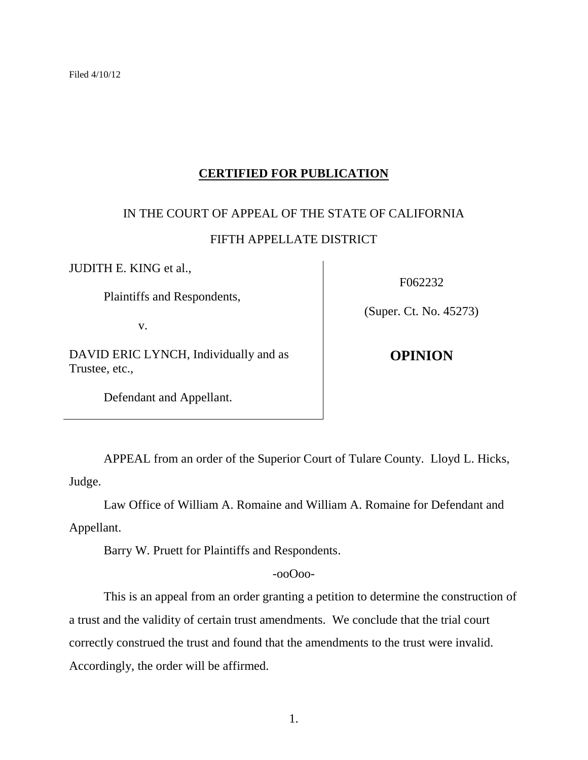Filed 4/10/12

**CERTIFIED FOR PUBLICATION**

IN THE COURT OF APPEAL OF THE STATE OF CALIFORNIA

FIFTH APPELLATE DISTRICT

| | |
|---|---|
| JUDITH E. KING et al.,<br><br>Plaintiffs and Respondents,<br><br>v.<br><br>DAVID ERIC LYNCH, Individually and as Trustee, etc.,<br><br>Defendant and Appellant. | F062232<br><br>(Super. Ct. No. 45273)<br><br>**OPINION** |

APPEAL from an order of the Superior Court of Tulare County. Lloyd L. Hicks, Judge.

Law Office of William A. Romaine and William A. Romaine for Defendant and Appellant.

Barry W. Pruett for Plaintiffs and Respondents.

-ooOoo-

This is an appeal from an order granting a petition to determine the construction of a trust and the validity of certain trust amendments. We conclude that the trial court correctly construed the trust and found that the amendments to the trust were invalid. Accordingly, the order will be affirmed.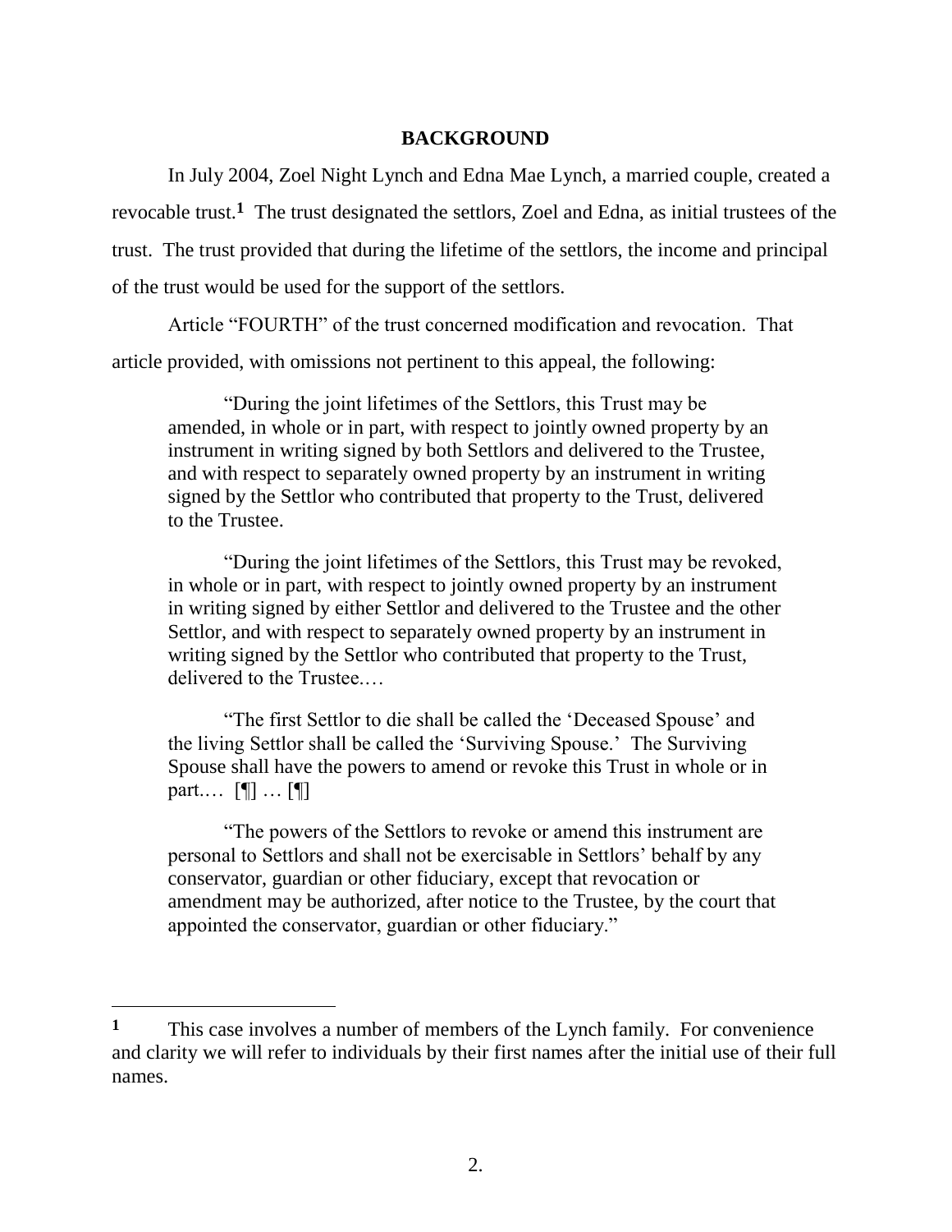## BACKGROUND

In July 2004, Zoel Night Lynch and Edna Mae Lynch, a married couple, created a revocable trust.[1] The trust designated the settlors, Zoel and Edna, as initial trustees of the trust. The trust provided that during the lifetime of the settlors, the income and principal of the trust would be used for the support of the settlors.

Article "FOURTH" of the trust concerned modification and revocation. That article provided, with omissions not pertinent to this appeal, the following:

> "During the joint lifetimes of the Settlors, this Trust may be amended, in whole or in part, with respect to jointly owned property by an instrument in writing signed by both Settlors and delivered to the Trustee, and with respect to separately owned property by an instrument in writing signed by the Settlor who contributed that property to the Trust, delivered to the Trustee.
>
> "During the joint lifetimes of the Settlors, this Trust may be revoked, in whole or in part, with respect to jointly owned property by an instrument in writing signed by either Settlor and delivered to the Trustee and the other Settlor, and with respect to separately owned property by an instrument in writing signed by the Settlor who contributed that property to the Trust, delivered to the Trustee.…
>
> "The first Settlor to die shall be called the 'Deceased Spouse' and the living Settlor shall be called the 'Surviving Spouse.' The Surviving Spouse shall have the powers to amend or revoke this Trust in whole or in part.… [¶] … [¶]
>
> "The powers of the Settlors to revoke or amend this instrument are personal to Settlors and shall not be exercisable in Settlors' behalf by any conservator, guardian or other fiduciary, except that revocation or amendment may be authorized, after notice to the Trustee, by the court that appointed the conservator, guardian or other fiduciary."

---

[1] This case involves a number of members of the Lynch family. For convenience and clarity we will refer to individuals by their first names after the initial use of their full names.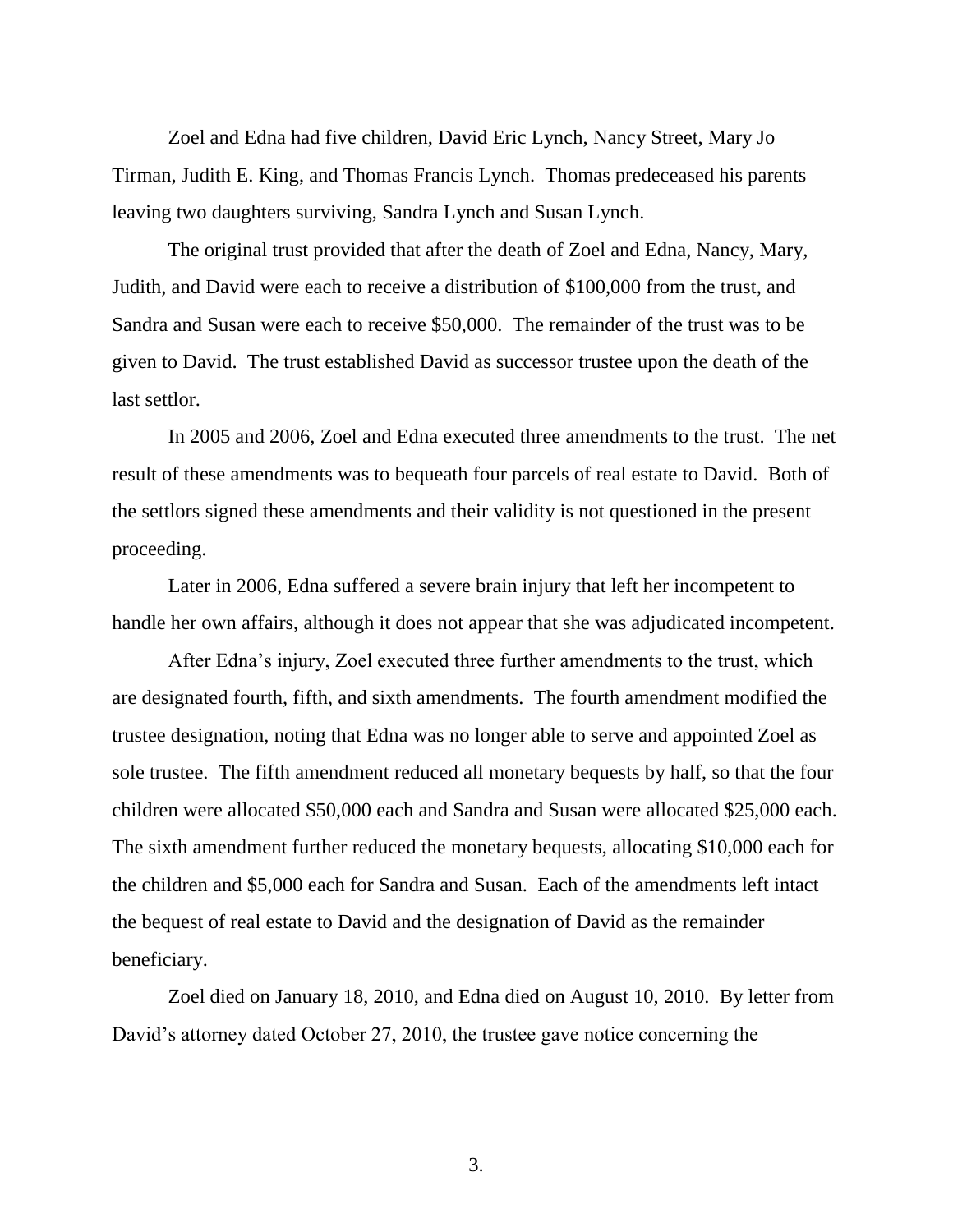Zoel and Edna had five children, David Eric Lynch, Nancy Street, Mary Jo Tirman, Judith E. King, and Thomas Francis Lynch. Thomas predeceased his parents leaving two daughters surviving, Sandra Lynch and Susan Lynch.

The original trust provided that after the death of Zoel and Edna, Nancy, Mary, Judith, and David were each to receive a distribution of $100,000 from the trust, and Sandra and Susan were each to receive $50,000. The remainder of the trust was to be given to David. The trust established David as successor trustee upon the death of the last settlor.

In 2005 and 2006, Zoel and Edna executed three amendments to the trust. The net result of these amendments was to bequeath four parcels of real estate to David. Both of the settlors signed these amendments and their validity is not questioned in the present proceeding.

Later in 2006, Edna suffered a severe brain injury that left her incompetent to handle her own affairs, although it does not appear that she was adjudicated incompetent.

After Edna's injury, Zoel executed three further amendments to the trust, which are designated fourth, fifth, and sixth amendments. The fourth amendment modified the trustee designation, noting that Edna was no longer able to serve and appointed Zoel as sole trustee. The fifth amendment reduced all monetary bequests by half, so that the four children were allocated $50,000 each and Sandra and Susan were allocated $25,000 each. The sixth amendment further reduced the monetary bequests, allocating $10,000 each for the children and $5,000 each for Sandra and Susan. Each of the amendments left intact the bequest of real estate to David and the designation of David as the remainder beneficiary.

Zoel died on January 18, 2010, and Edna died on August 10, 2010. By letter from David's attorney dated October 27, 2010, the trustee gave notice concerning the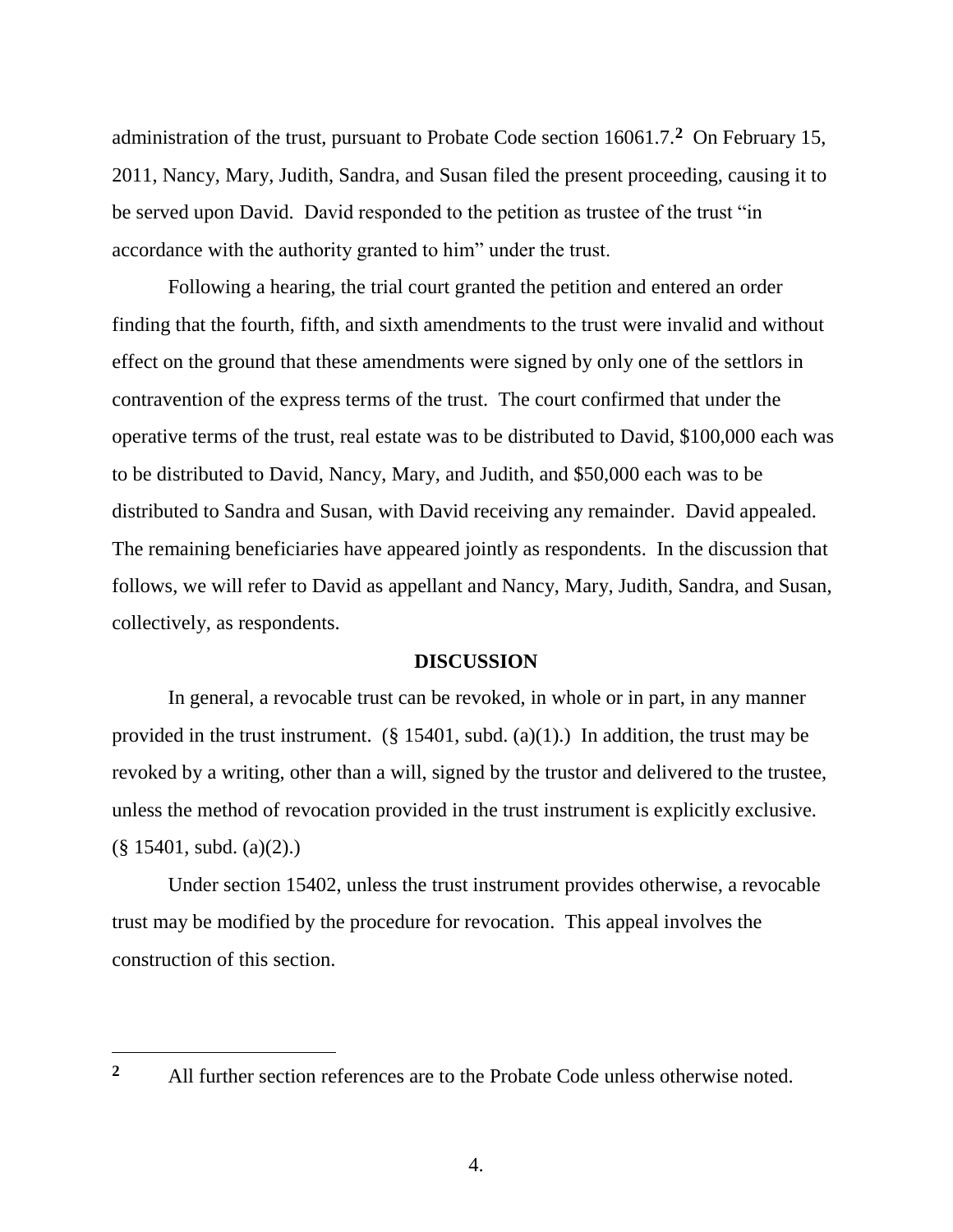administration of the trust, pursuant to Probate Code section 16061.7.[2] On February 15, 2011, Nancy, Mary, Judith, Sandra, and Susan filed the present proceeding, causing it to be served upon David. David responded to the petition as trustee of the trust "in accordance with the authority granted to him" under the trust.

Following a hearing, the trial court granted the petition and entered an order finding that the fourth, fifth, and sixth amendments to the trust were invalid and without effect on the ground that these amendments were signed by only one of the settlors in contravention of the express terms of the trust. The court confirmed that under the operative terms of the trust, real estate was to be distributed to David, $100,000 each was to be distributed to David, Nancy, Mary, and Judith, and $50,000 each was to be distributed to Sandra and Susan, with David receiving any remainder. David appealed. The remaining beneficiaries have appeared jointly as respondents. In the discussion that follows, we will refer to David as appellant and Nancy, Mary, Judith, Sandra, and Susan, collectively, as respondents.

**DISCUSSION**

In general, a revocable trust can be revoked, in whole or in part, in any manner provided in the trust instrument. (§ 15401, subd. (a)(1).) In addition, the trust may be revoked by a writing, other than a will, signed by the trustor and delivered to the trustee, unless the method of revocation provided in the trust instrument is explicitly exclusive. (§ 15401, subd. (a)(2).)

Under section 15402, unless the trust instrument provides otherwise, a revocable trust may be modified by the procedure for revocation. This appeal involves the construction of this section.

---

[2] All further section references are to the Probate Code unless otherwise noted.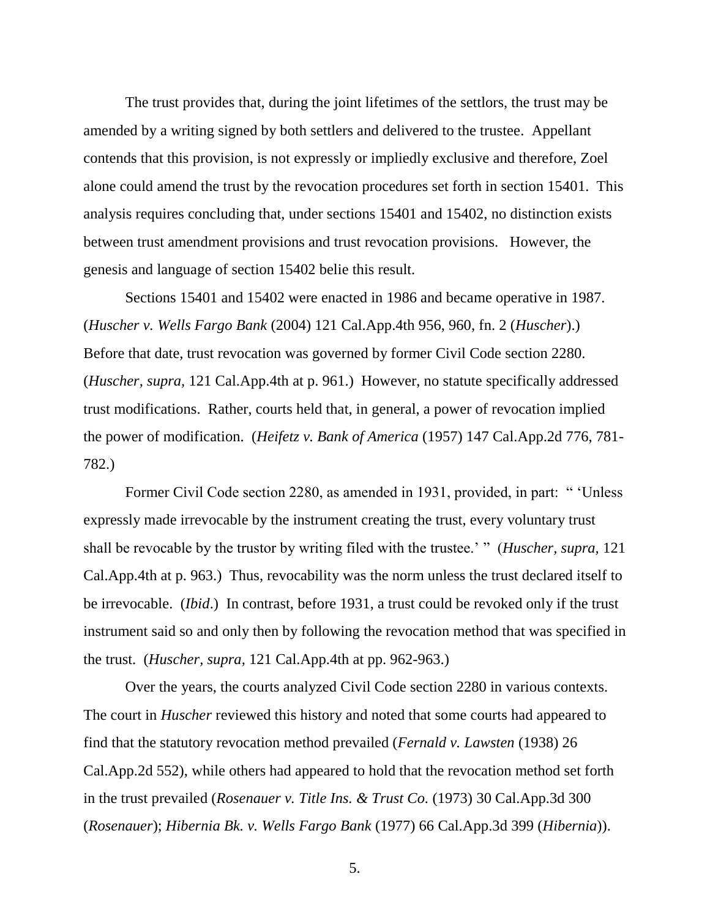The trust provides that, during the joint lifetimes of the settlors, the trust may be amended by a writing signed by both settlers and delivered to the trustee. Appellant contends that this provision, is not expressly or impliedly exclusive and therefore, Zoel alone could amend the trust by the revocation procedures set forth in section 15401. This analysis requires concluding that, under sections 15401 and 15402, no distinction exists between trust amendment provisions and trust revocation provisions. However, the genesis and language of section 15402 belie this result.

Sections 15401 and 15402 were enacted in 1986 and became operative in 1987. (*Huscher v. Wells Fargo Bank* (2004) 121 Cal.App.4th 956, 960, fn. 2 (*Huscher*).) Before that date, trust revocation was governed by former Civil Code section 2280. (*Huscher, supra*, 121 Cal.App.4th at p. 961.) However, no statute specifically addressed trust modifications. Rather, courts held that, in general, a power of revocation implied the power of modification. (*Heifetz v. Bank of America* (1957) 147 Cal.App.2d 776, 781-782.)

Former Civil Code section 2280, as amended in 1931, provided, in part: " 'Unless expressly made irrevocable by the instrument creating the trust, every voluntary trust shall be revocable by the trustor by writing filed with the trustee.' " (*Huscher, supra*, 121 Cal.App.4th at p. 963.) Thus, revocability was the norm unless the trust declared itself to be irrevocable. (*Ibid*.) In contrast, before 1931, a trust could be revoked only if the trust instrument said so and only then by following the revocation method that was specified in the trust. (*Huscher, supra*, 121 Cal.App.4th at pp. 962-963.)

Over the years, the courts analyzed Civil Code section 2280 in various contexts. The court in *Huscher* reviewed this history and noted that some courts had appeared to find that the statutory revocation method prevailed (*Fernald v. Lawsten* (1938) 26 Cal.App.2d 552), while others had appeared to hold that the revocation method set forth in the trust prevailed (*Rosenauer v. Title Ins. & Trust Co.* (1973) 30 Cal.App.3d 300 (*Rosenauer*); *Hibernia Bk. v. Wells Fargo Bank* (1977) 66 Cal.App.3d 399 (*Hibernia*)).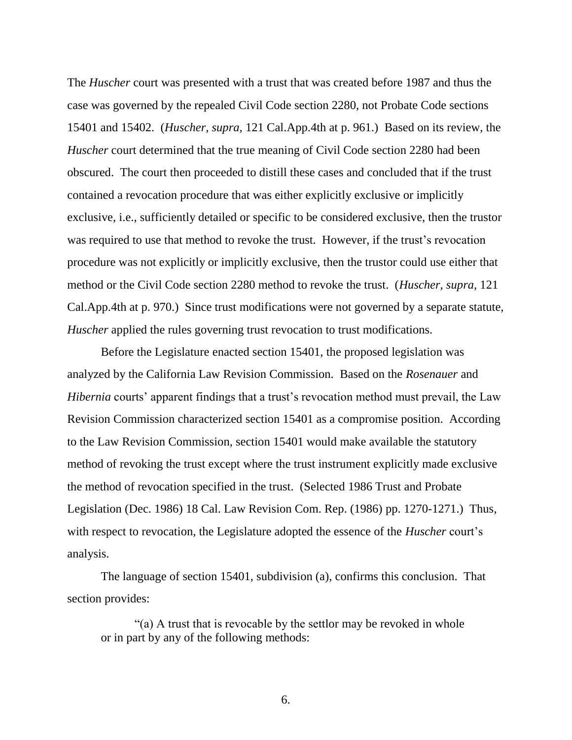The *Huscher* court was presented with a trust that was created before 1987 and thus the case was governed by the repealed Civil Code section 2280, not Probate Code sections 15401 and 15402. (*Huscher, supra,* 121 Cal.App.4th at p. 961.) Based on its review, the *Huscher* court determined that the true meaning of Civil Code section 2280 had been obscured. The court then proceeded to distill these cases and concluded that if the trust contained a revocation procedure that was either explicitly exclusive or implicitly exclusive, i.e., sufficiently detailed or specific to be considered exclusive, then the trustor was required to use that method to revoke the trust. However, if the trust's revocation procedure was not explicitly or implicitly exclusive, then the trustor could use either that method or the Civil Code section 2280 method to revoke the trust. (*Huscher, supra,* 121 Cal.App.4th at p. 970.) Since trust modifications were not governed by a separate statute, *Huscher* applied the rules governing trust revocation to trust modifications.

Before the Legislature enacted section 15401, the proposed legislation was analyzed by the California Law Revision Commission. Based on the *Rosenauer* and *Hibernia* courts' apparent findings that a trust's revocation method must prevail, the Law Revision Commission characterized section 15401 as a compromise position. According to the Law Revision Commission, section 15401 would make available the statutory method of revoking the trust except where the trust instrument explicitly made exclusive the method of revocation specified in the trust. (Selected 1986 Trust and Probate Legislation (Dec. 1986) 18 Cal. Law Revision Com. Rep. (1986) pp. 1270-1271.) Thus, with respect to revocation, the Legislature adopted the essence of the *Huscher* court's analysis.

The language of section 15401, subdivision (a), confirms this conclusion. That section provides:

> "(a) A trust that is revocable by the settlor may be revoked in whole or in part by any of the following methods: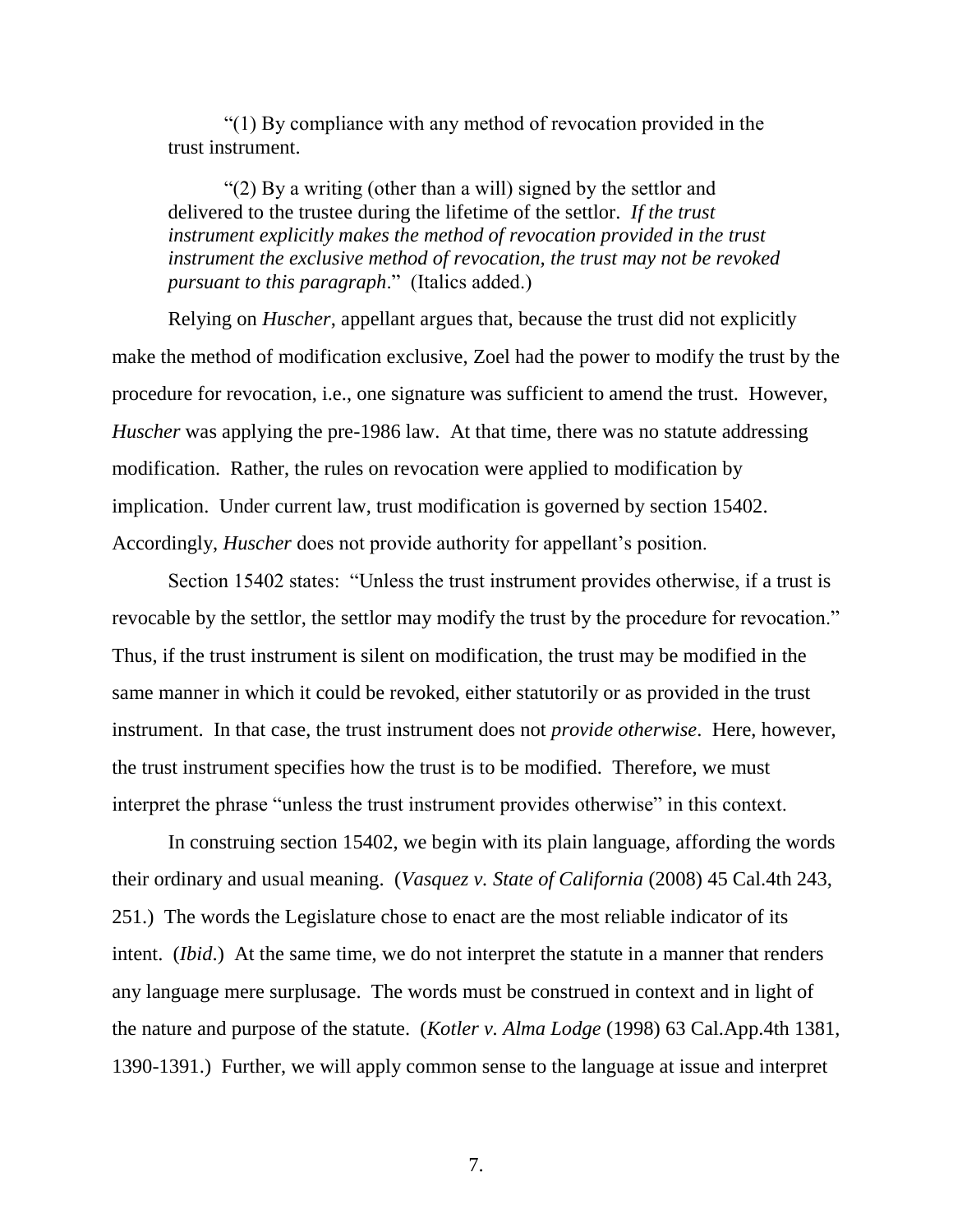"(1) By compliance with any method of revocation provided in the trust instrument.

"(2) By a writing (other than a will) signed by the settlor and delivered to the trustee during the lifetime of the settlor. *If the trust instrument explicitly makes the method of revocation provided in the trust instrument the exclusive method of revocation, the trust may not be revoked pursuant to this paragraph*." (Italics added.)

Relying on *Huscher*, appellant argues that, because the trust did not explicitly make the method of modification exclusive, Zoel had the power to modify the trust by the procedure for revocation, i.e., one signature was sufficient to amend the trust. However, *Huscher* was applying the pre-1986 law. At that time, there was no statute addressing modification. Rather, the rules on revocation were applied to modification by implication. Under current law, trust modification is governed by section 15402. Accordingly, *Huscher* does not provide authority for appellant's position.

Section 15402 states: "Unless the trust instrument provides otherwise, if a trust is revocable by the settlor, the settlor may modify the trust by the procedure for revocation." Thus, if the trust instrument is silent on modification, the trust may be modified in the same manner in which it could be revoked, either statutorily or as provided in the trust instrument. In that case, the trust instrument does not *provide otherwise*. Here, however, the trust instrument specifies how the trust is to be modified. Therefore, we must interpret the phrase "unless the trust instrument provides otherwise" in this context.

In construing section 15402, we begin with its plain language, affording the words their ordinary and usual meaning. (*Vasquez v. State of California* (2008) 45 Cal.4th 243, 251.) The words the Legislature chose to enact are the most reliable indicator of its intent. (*Ibid*.) At the same time, we do not interpret the statute in a manner that renders any language mere surplusage. The words must be construed in context and in light of the nature and purpose of the statute. (*Kotler v. Alma Lodge* (1998) 63 Cal.App.4th 1381, 1390-1391.) Further, we will apply common sense to the language at issue and interpret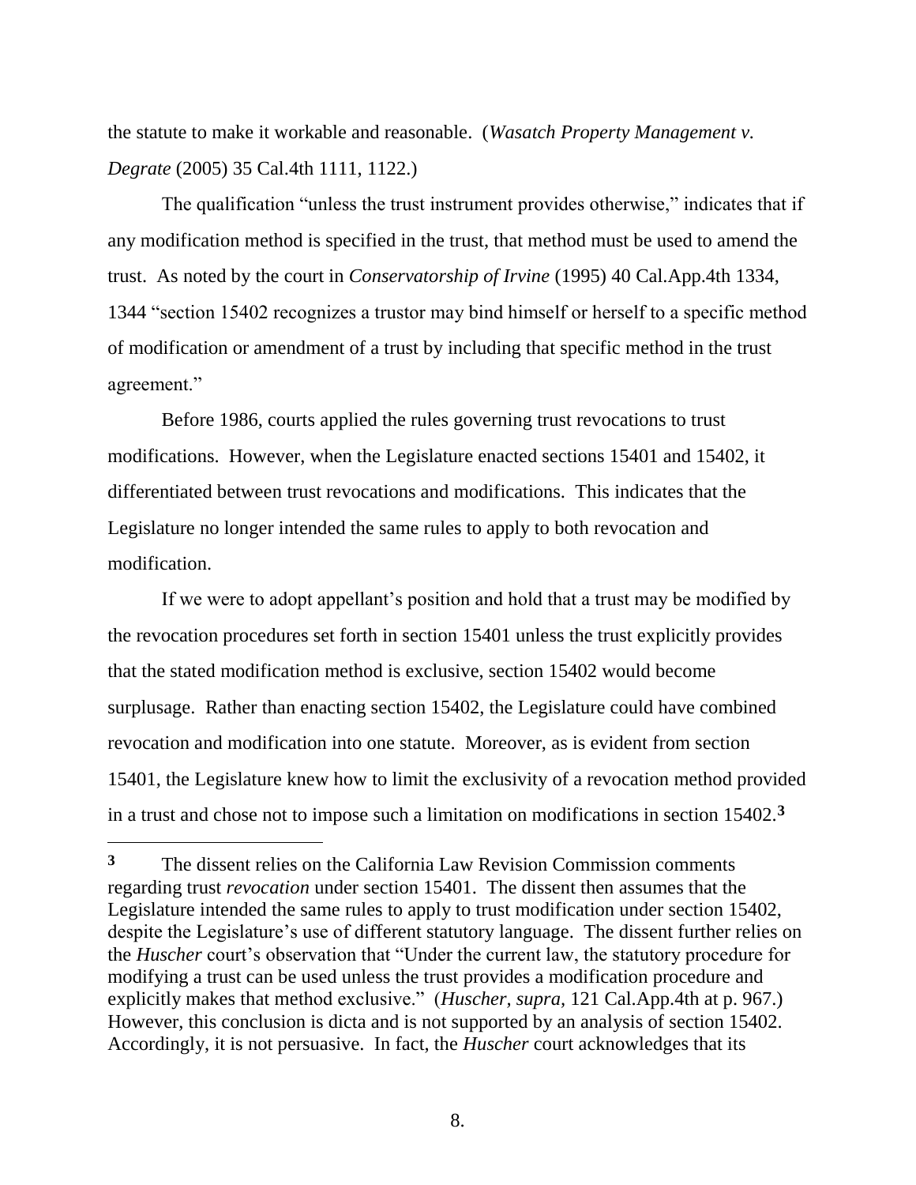the statute to make it workable and reasonable. (*Wasatch Property Management v. Degrate* (2005) 35 Cal.4th 1111, 1122.)

The qualification "unless the trust instrument provides otherwise," indicates that if any modification method is specified in the trust, that method must be used to amend the trust. As noted by the court in *Conservatorship of Irvine* (1995) 40 Cal.App.4th 1334, 1344 "section 15402 recognizes a trustor may bind himself or herself to a specific method of modification or amendment of a trust by including that specific method in the trust agreement."

Before 1986, courts applied the rules governing trust revocations to trust modifications. However, when the Legislature enacted sections 15401 and 15402, it differentiated between trust revocations and modifications. This indicates that the Legislature no longer intended the same rules to apply to both revocation and modification.

If we were to adopt appellant's position and hold that a trust may be modified by the revocation procedures set forth in section 15401 unless the trust explicitly provides that the stated modification method is exclusive, section 15402 would become surplusage. Rather than enacting section 15402, the Legislature could have combined revocation and modification into one statute. Moreover, as is evident from section 15401, the Legislature knew how to limit the exclusivity of a revocation method provided in a trust and chose not to impose such a limitation on modifications in section 15402.[3]

---

[3] The dissent relies on the California Law Revision Commission comments regarding trust *revocation* under section 15401. The dissent then assumes that the Legislature intended the same rules to apply to trust modification under section 15402, despite the Legislature's use of different statutory language. The dissent further relies on the *Huscher* court's observation that "Under the current law, the statutory procedure for modifying a trust can be used unless the trust provides a modification procedure and explicitly makes that method exclusive." (*Huscher*, *supra*, 121 Cal.App.4th at p. 967.) However, this conclusion is dicta and is not supported by an analysis of section 15402. Accordingly, it is not persuasive. In fact, the *Huscher* court acknowledges that its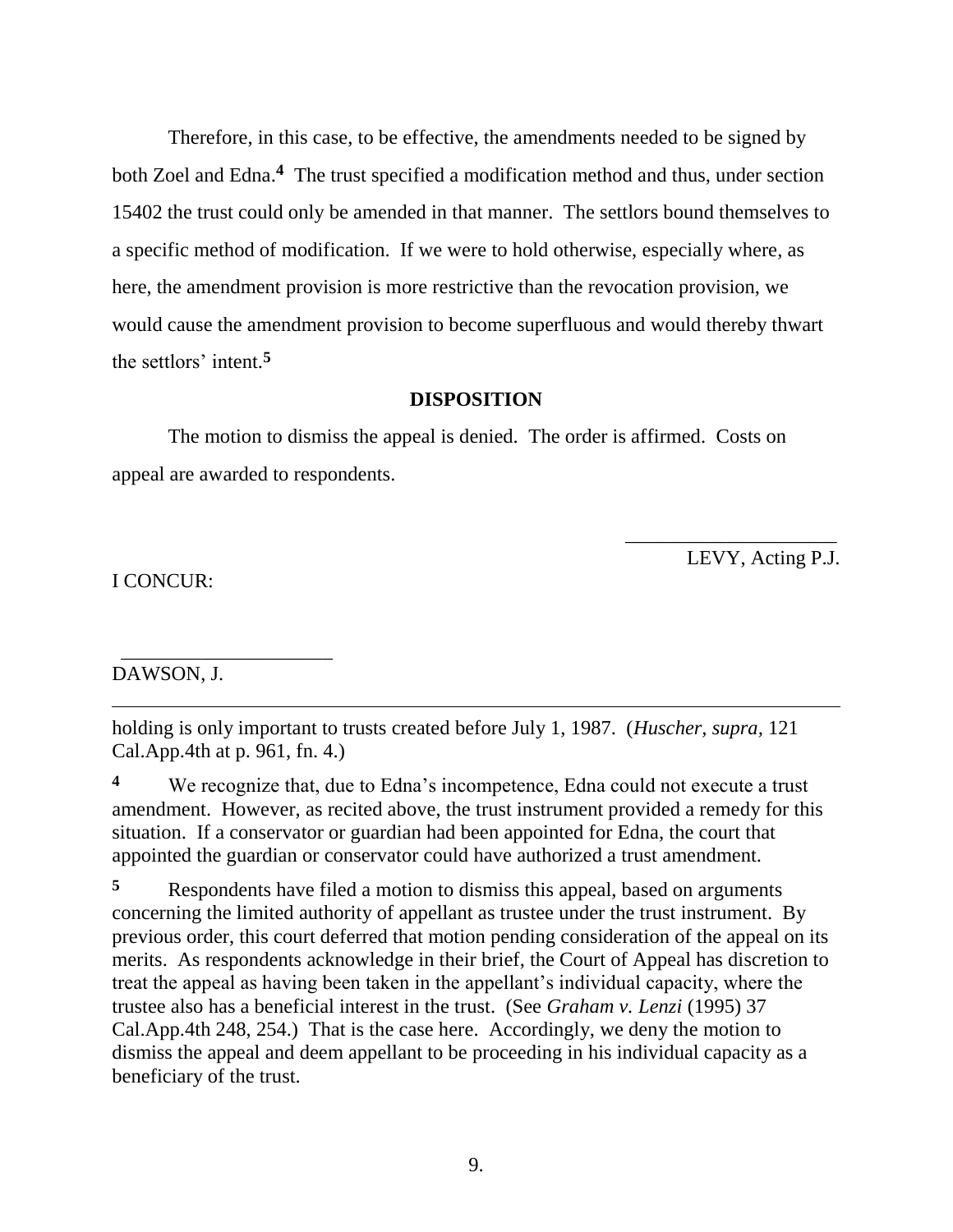Therefore, in this case, to be effective, the amendments needed to be signed by both Zoel and Edna.[4] The trust specified a modification method and thus, under section 15402 the trust could only be amended in that manner. The settlors bound themselves to a specific method of modification. If we were to hold otherwise, especially where, as here, the amendment provision is more restrictive than the revocation provision, we would cause the amendment provision to become superfluous and would thereby thwart the settlors' intent.[5]

## DISPOSITION

The motion to dismiss the appeal is denied. The order is affirmed. Costs on appeal are awarded to respondents.

LEVY, Acting P.J.

I CONCUR:

DAWSON, J.

---

holding is only important to trusts created before July 1, 1987. (*Huscher*, *supra*, 121 Cal.App.4th at p. 961, fn. 4.)

**4** We recognize that, due to Edna's incompetence, Edna could not execute a trust amendment. However, as recited above, the trust instrument provided a remedy for this situation. If a conservator or guardian had been appointed for Edna, the court that appointed the guardian or conservator could have authorized a trust amendment.

**5** Respondents have filed a motion to dismiss this appeal, based on arguments concerning the limited authority of appellant as trustee under the trust instrument. By previous order, this court deferred that motion pending consideration of the appeal on its merits. As respondents acknowledge in their brief, the Court of Appeal has discretion to treat the appeal as having been taken in the appellant's individual capacity, where the trustee also has a beneficial interest in the trust. (See *Graham v. Lenzi* (1995) 37 Cal.App.4th 248, 254.) That is the case here. Accordingly, we deny the motion to dismiss the appeal and deem appellant to be proceeding in his individual capacity as a beneficiary of the trust.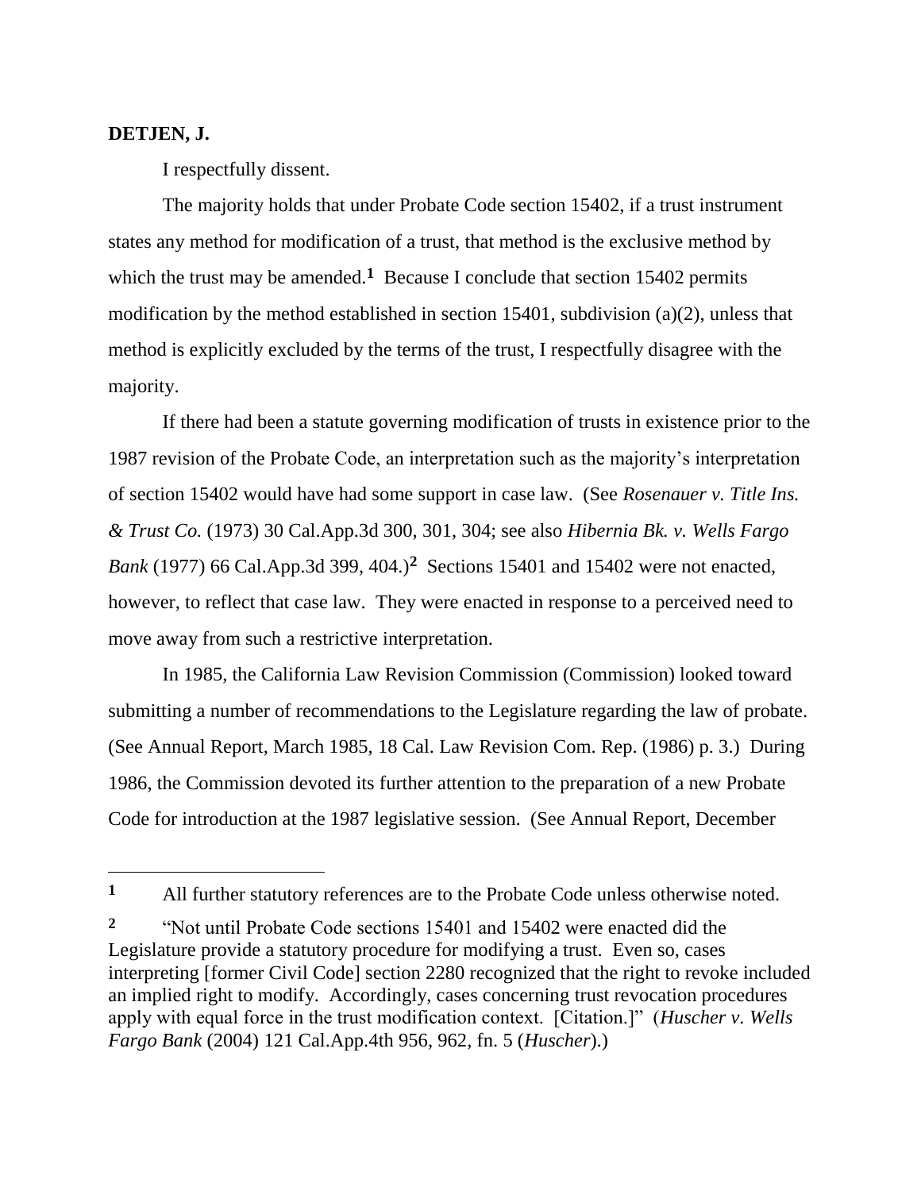**DETJEN, J.**

I respectfully dissent.

The majority holds that under Probate Code section 15402, if a trust instrument states any method for modification of a trust, that method is the exclusive method by which the trust may be amended.[1] Because I conclude that section 15402 permits modification by the method established in section 15401, subdivision (a)(2), unless that method is explicitly excluded by the terms of the trust, I respectfully disagree with the majority.

If there had been a statute governing modification of trusts in existence prior to the 1987 revision of the Probate Code, an interpretation such as the majority's interpretation of section 15402 would have had some support in case law. (See *Rosenauer v. Title Ins. & Trust Co.* (1973) 30 Cal.App.3d 300, 301, 304; see also *Hibernia Bk. v. Wells Fargo Bank* (1977) 66 Cal.App.3d 399, 404.)[2] Sections 15401 and 15402 were not enacted, however, to reflect that case law. They were enacted in response to a perceived need to move away from such a restrictive interpretation.

In 1985, the California Law Revision Commission (Commission) looked toward submitting a number of recommendations to the Legislature regarding the law of probate. (See Annual Report, March 1985, 18 Cal. Law Revision Com. Rep. (1986) p. 3.) During 1986, the Commission devoted its further attention to the preparation of a new Probate Code for introduction at the 1987 legislative session. (See Annual Report, December

---

[1] All further statutory references are to the Probate Code unless otherwise noted.

[2] "Not until Probate Code sections 15401 and 15402 were enacted did the Legislature provide a statutory procedure for modifying a trust. Even so, cases interpreting [former Civil Code] section 2280 recognized that the right to revoke included an implied right to modify. Accordingly, cases concerning trust revocation procedures apply with equal force in the trust modification context. [Citation.]" (*Huscher v. Wells Fargo Bank* (2004) 121 Cal.App.4th 956, 962, fn. 5 (*Huscher*).)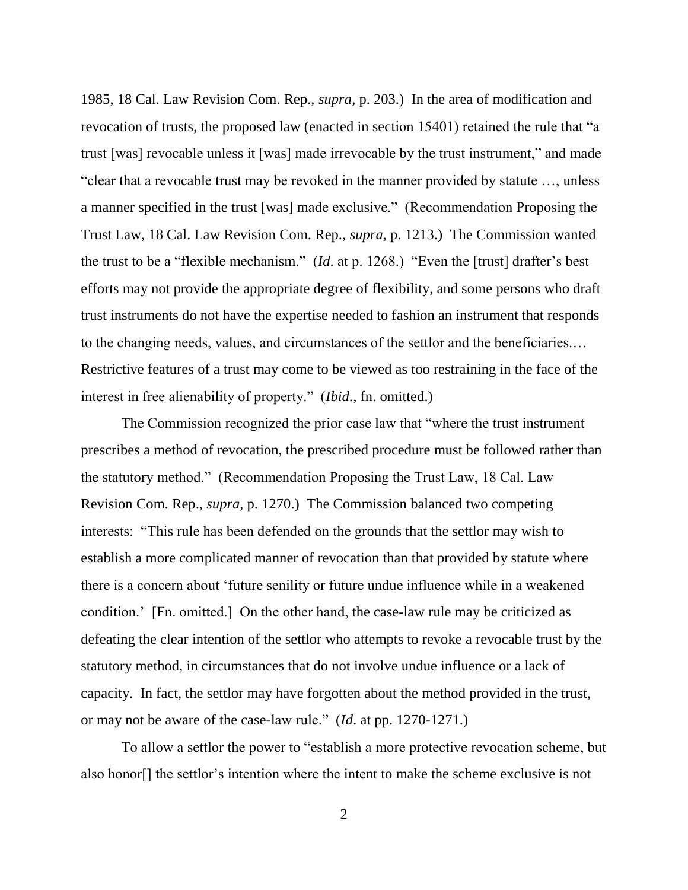1985, 18 Cal. Law Revision Com. Rep., *supra*, p. 203.) In the area of modification and revocation of trusts, the proposed law (enacted in section 15401) retained the rule that "a trust [was] revocable unless it [was] made irrevocable by the trust instrument," and made "clear that a revocable trust may be revoked in the manner provided by statute …, unless a manner specified in the trust [was] made exclusive." (Recommendation Proposing the Trust Law, 18 Cal. Law Revision Com. Rep., *supra*, p. 1213.) The Commission wanted the trust to be a "flexible mechanism." (*Id*. at p. 1268.) "Even the [trust] drafter's best efforts may not provide the appropriate degree of flexibility, and some persons who draft trust instruments do not have the expertise needed to fashion an instrument that responds to the changing needs, values, and circumstances of the settlor and the beneficiaries.… Restrictive features of a trust may come to be viewed as too restraining in the face of the interest in free alienability of property." (*Ibid*., fn. omitted.)

The Commission recognized the prior case law that "where the trust instrument prescribes a method of revocation, the prescribed procedure must be followed rather than the statutory method." (Recommendation Proposing the Trust Law, 18 Cal. Law Revision Com. Rep., *supra*, p. 1270.) The Commission balanced two competing interests: "This rule has been defended on the grounds that the settlor may wish to establish a more complicated manner of revocation than that provided by statute where there is a concern about 'future senility or future undue influence while in a weakened condition.' [Fn. omitted.] On the other hand, the case-law rule may be criticized as defeating the clear intention of the settlor who attempts to revoke a revocable trust by the statutory method, in circumstances that do not involve undue influence or a lack of capacity. In fact, the settlor may have forgotten about the method provided in the trust, or may not be aware of the case-law rule." (*Id*. at pp. 1270-1271.)

To allow a settlor the power to "establish a more protective revocation scheme, but also honor[] the settlor's intention where the intent to make the scheme exclusive is not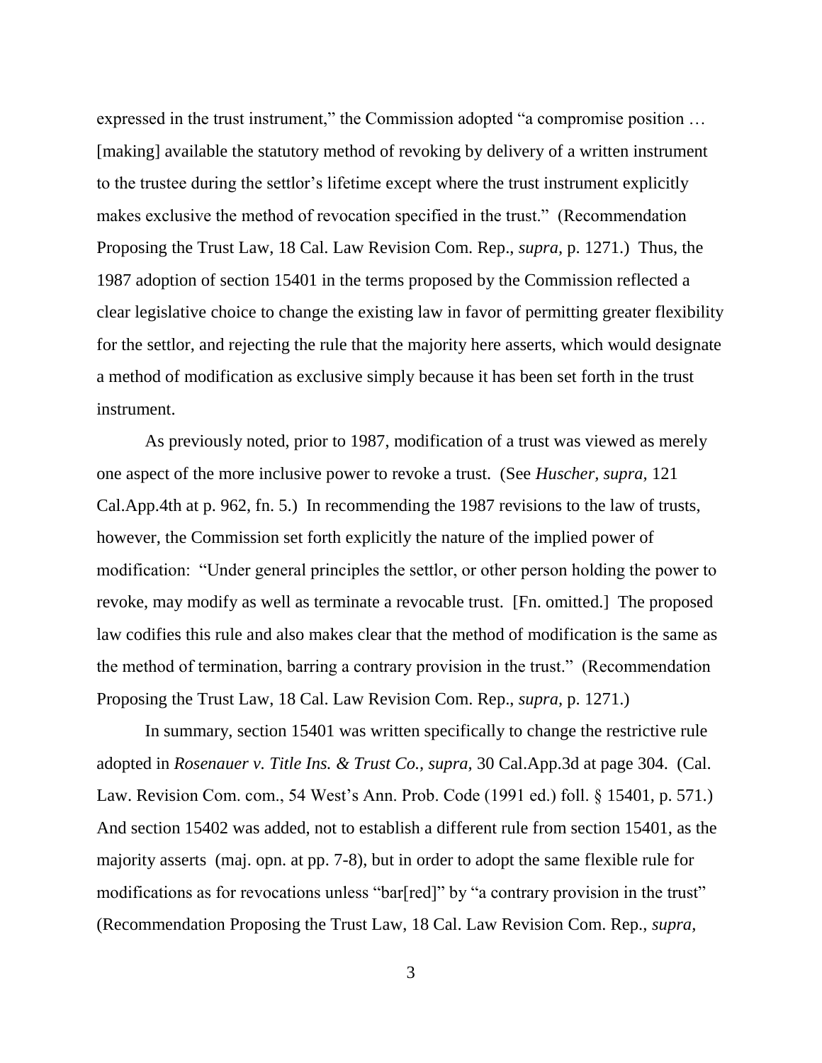expressed in the trust instrument," the Commission adopted "a compromise position … [making] available the statutory method of revoking by delivery of a written instrument to the trustee during the settlor's lifetime except where the trust instrument explicitly makes exclusive the method of revocation specified in the trust." (Recommendation Proposing the Trust Law, 18 Cal. Law Revision Com. Rep., *supra,* p. 1271.) Thus, the 1987 adoption of section 15401 in the terms proposed by the Commission reflected a clear legislative choice to change the existing law in favor of permitting greater flexibility for the settlor, and rejecting the rule that the majority here asserts, which would designate a method of modification as exclusive simply because it has been set forth in the trust instrument.

As previously noted, prior to 1987, modification of a trust was viewed as merely one aspect of the more inclusive power to revoke a trust. (See *Huscher, supra,* 121 Cal.App.4th at p. 962, fn. 5.) In recommending the 1987 revisions to the law of trusts, however, the Commission set forth explicitly the nature of the implied power of modification: "Under general principles the settlor, or other person holding the power to revoke, may modify as well as terminate a revocable trust. [Fn. omitted.] The proposed law codifies this rule and also makes clear that the method of modification is the same as the method of termination, barring a contrary provision in the trust." (Recommendation Proposing the Trust Law, 18 Cal. Law Revision Com. Rep., *supra,* p. 1271.)

In summary, section 15401 was written specifically to change the restrictive rule adopted in *Rosenauer v. Title Ins. & Trust Co., supra,* 30 Cal.App.3d at page 304. (Cal. Law. Revision Com. com., 54 West's Ann. Prob. Code (1991 ed.) foll. § 15401, p. 571.) And section 15402 was added, not to establish a different rule from section 15401, as the majority asserts (maj. opn. at pp. 7-8), but in order to adopt the same flexible rule for modifications as for revocations unless "bar[red]" by "a contrary provision in the trust" (Recommendation Proposing the Trust Law, 18 Cal. Law Revision Com. Rep., *supra,*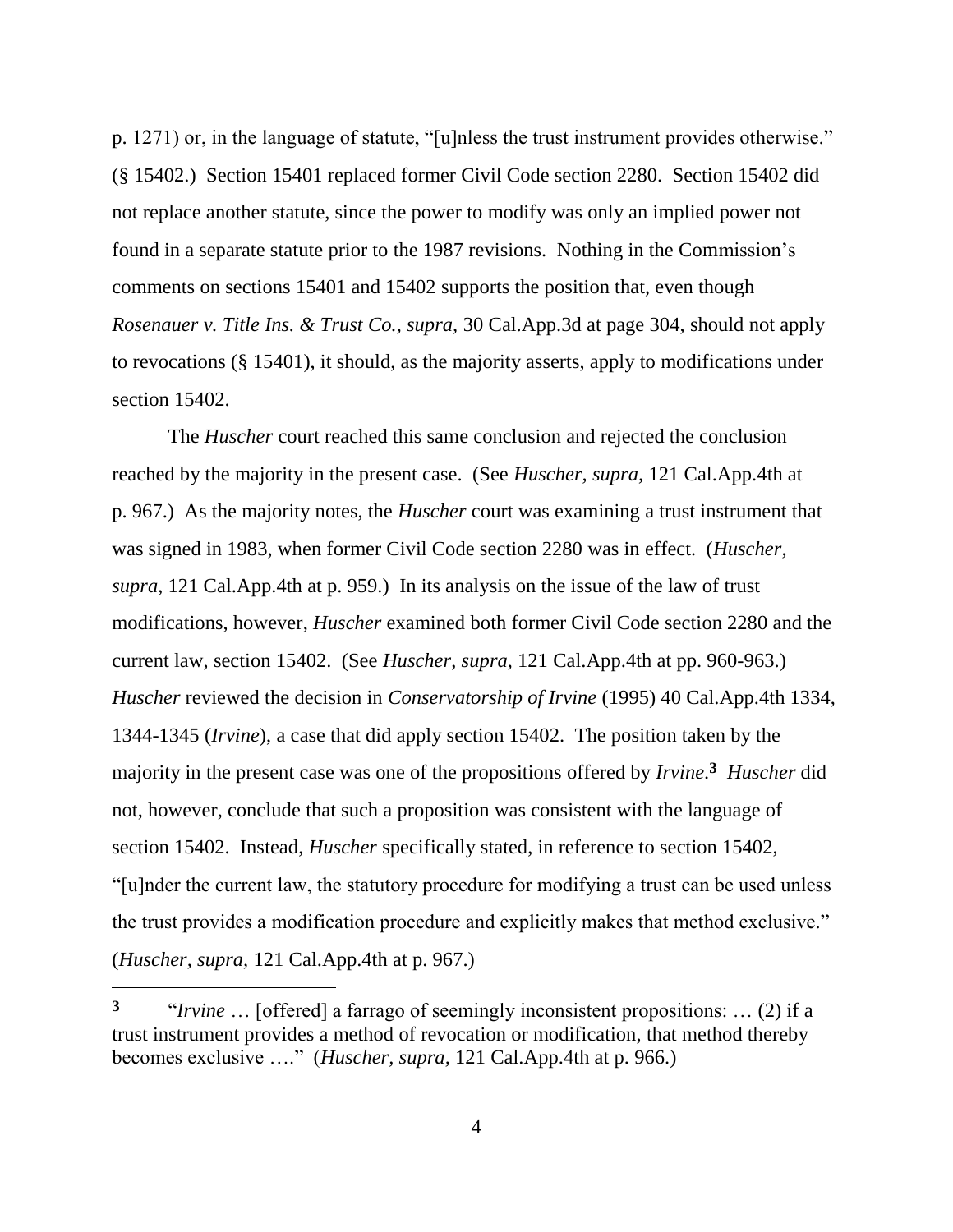p. 1271) or, in the language of statute, "[u]nless the trust instrument provides otherwise." (§ 15402.) Section 15401 replaced former Civil Code section 2280. Section 15402 did not replace another statute, since the power to modify was only an implied power not found in a separate statute prior to the 1987 revisions. Nothing in the Commission's comments on sections 15401 and 15402 supports the position that, even though *Rosenauer v. Title Ins. & Trust Co., supra,* 30 Cal.App.3d at page 304, should not apply to revocations (§ 15401), it should, as the majority asserts, apply to modifications under section 15402.

The *Huscher* court reached this same conclusion and rejected the conclusion reached by the majority in the present case. (See *Huscher, supra,* 121 Cal.App.4th at p. 967.) As the majority notes, the *Huscher* court was examining a trust instrument that was signed in 1983, when former Civil Code section 2280 was in effect. (*Huscher*, *supra*, 121 Cal.App.4th at p. 959.) In its analysis on the issue of the law of trust modifications, however, *Huscher* examined both former Civil Code section 2280 and the current law, section 15402. (See *Huscher, supra*, 121 Cal.App.4th at pp. 960-963.) *Huscher* reviewed the decision in *Conservatorship of Irvine* (1995) 40 Cal.App.4th 1334, 1344-1345 (*Irvine*), a case that did apply section 15402. The position taken by the majority in the present case was one of the propositions offered by *Irvine*.[3] *Huscher* did not, however, conclude that such a proposition was consistent with the language of section 15402. Instead, *Huscher* specifically stated, in reference to section 15402, "[u]nder the current law, the statutory procedure for modifying a trust can be used unless the trust provides a modification procedure and explicitly makes that method exclusive." (*Huscher, supra,* 121 Cal.App.4th at p. 967.)

---

**3** "*Irvine* … [offered] a farrago of seemingly inconsistent propositions: … (2) if a trust instrument provides a method of revocation or modification, that method thereby becomes exclusive …." (*Huscher, supra,* 121 Cal.App.4th at p. 966.)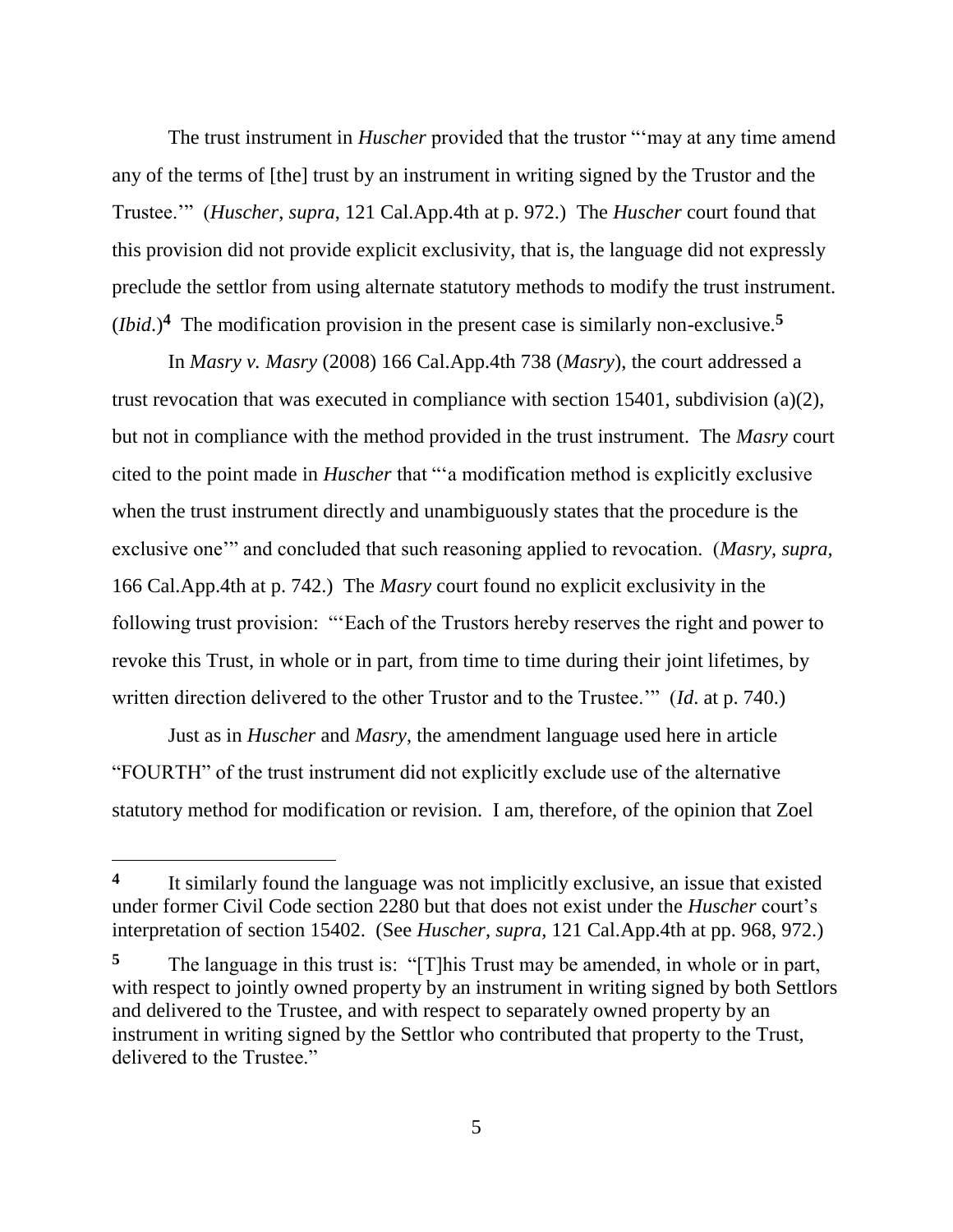The trust instrument in *Huscher* provided that the trustor "'may at any time amend any of the terms of [the] trust by an instrument in writing signed by the Trustor and the Trustee.'" (*Huscher*, *supra*, 121 Cal.App.4th at p. 972.) The *Huscher* court found that this provision did not provide explicit exclusivity, that is, the language did not expressly preclude the settlor from using alternate statutory methods to modify the trust instrument. (*Ibid*.)[4] The modification provision in the present case is similarly non-exclusive.[5]

In *Masry v. Masry* (2008) 166 Cal.App.4th 738 (*Masry*), the court addressed a trust revocation that was executed in compliance with section 15401, subdivision (a)(2), but not in compliance with the method provided in the trust instrument. The *Masry* court cited to the point made in *Huscher* that "'a modification method is explicitly exclusive when the trust instrument directly and unambiguously states that the procedure is the exclusive one'" and concluded that such reasoning applied to revocation. (*Masry*, *supra*, 166 Cal.App.4th at p. 742.) The *Masry* court found no explicit exclusivity in the following trust provision: "'Each of the Trustors hereby reserves the right and power to revoke this Trust, in whole or in part, from time to time during their joint lifetimes, by written direction delivered to the other Trustor and to the Trustee.'" (*Id*. at p. 740.)

Just as in *Huscher* and *Masry*, the amendment language used here in article "FOURTH" of the trust instrument did not explicitly exclude use of the alternative statutory method for modification or revision. I am, therefore, of the opinion that Zoel

---

**4** It similarly found the language was not implicitly exclusive, an issue that existed under former Civil Code section 2280 but that does not exist under the *Huscher* court's interpretation of section 15402. (See *Huscher*, *supra*, 121 Cal.App.4th at pp. 968, 972.)

**5** The language in this trust is: "[T]his Trust may be amended, in whole or in part, with respect to jointly owned property by an instrument in writing signed by both Settlors and delivered to the Trustee, and with respect to separately owned property by an instrument in writing signed by the Settlor who contributed that property to the Trust, delivered to the Trustee."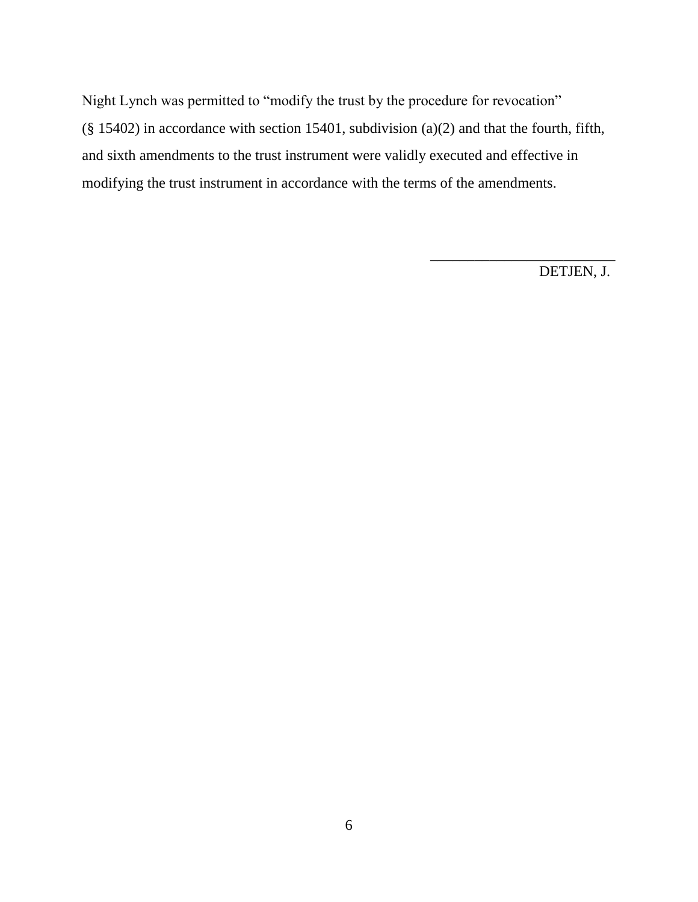Night Lynch was permitted to "modify the trust by the procedure for revocation" (§ 15402) in accordance with section 15401, subdivision (a)(2) and that the fourth, fifth, and sixth amendments to the trust instrument were validly executed and effective in modifying the trust instrument in accordance with the terms of the amendments.

\_\_\_\_\_\_\_\_\_\_\_\_\_\_\_\_\_\_\_\_\_\_\_\_\_\_

DETJEN, J.